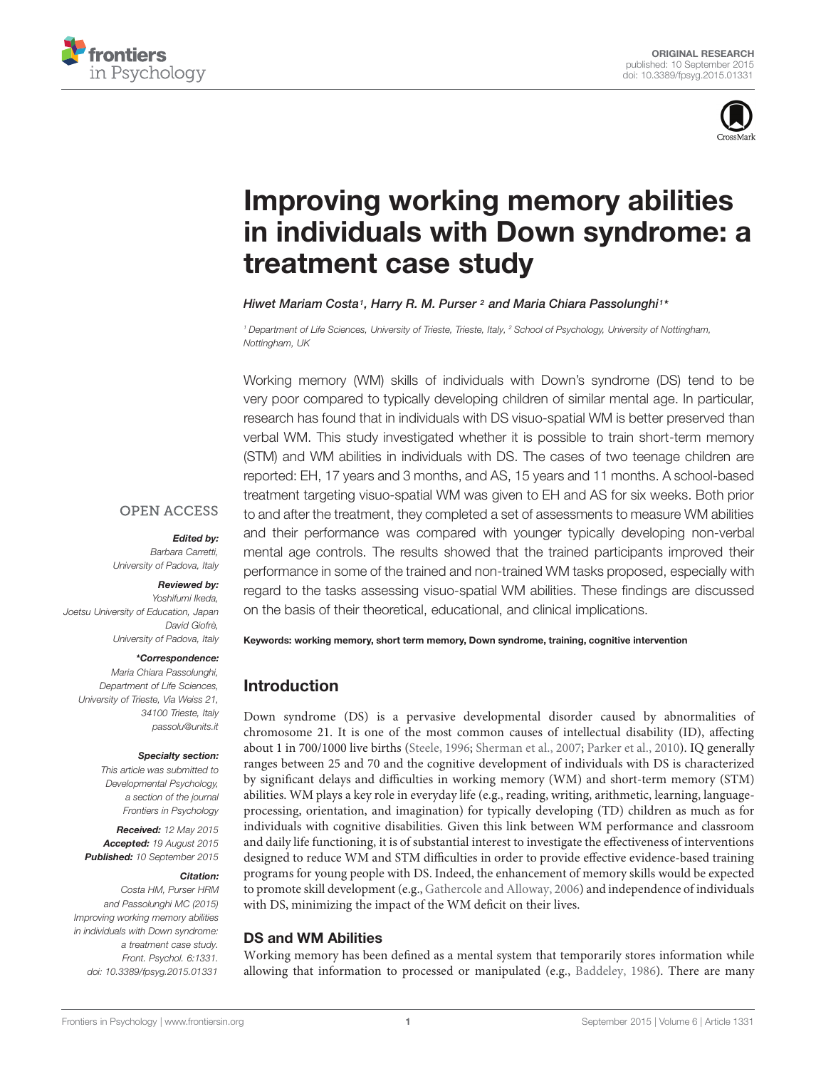ORIGINAL RESEARCH
published: 10 September 2015
doi: 10.3389/fpsyg.2015.01331

# Improving working memory abilities in individuals with Down syndrome: a treatment case study

*Hiwet Mariam Costa*[1], *Harry R. M. Purser*[2] *and Maria Chiara Passolunghi*[1]*

[1] Department of Life Sciences, University of Trieste, Trieste, Italy, [2] School of Psychology, University of Nottingham, Nottingham, UK

Working memory (WM) skills of individuals with Down's syndrome (DS) tend to be very poor compared to typically developing children of similar mental age. In particular, research has found that in individuals with DS visuo-spatial WM is better preserved than verbal WM. This study investigated whether it is possible to train short-term memory (STM) and WM abilities in individuals with DS. The cases of two teenage children are reported: EH, 17 years and 3 months, and AS, 15 years and 11 months. A school-based treatment targeting visuo-spatial WM was given to EH and AS for six weeks. Both prior to and after the treatment, they completed a set of assessments to measure WM abilities and their performance was compared with younger typically developing non-verbal mental age controls. The results showed that the trained participants improved their performance in some of the trained and non-trained WM tasks proposed, especially with regard to the tasks assessing visuo-spatial WM abilities. These findings are discussed on the basis of their theoretical, educational, and clinical implications.

**Keywords: working memory, short term memory, Down syndrome, training, cognitive intervention**

OPEN ACCESS

***Edited by:***
Barbara Carretti,
University of Padova, Italy

***Reviewed by:***
Yoshifumi Ikeda,
Joetsu University of Education, Japan
David Giofrè,
University of Padova, Italy

****Correspondence:***
Maria Chiara Passolunghi,
Department of Life Sciences,
University of Trieste, Via Weiss 21,
34100 Trieste, Italy
passolu@units.it

***Specialty section:***
This article was submitted to Developmental Psychology, a section of the journal Frontiers in Psychology

***Received:*** 12 May 2015
***Accepted:*** 19 August 2015
***Published:*** 10 September 2015

***Citation:***
Costa HM, Purser HRM and Passolunghi MC (2015) Improving working memory abilities in individuals with Down syndrome: a treatment case study. Front. Psychol. 6:1331. doi: 10.3389/fpsyg.2015.01331

## Introduction

Down syndrome (DS) is a pervasive developmental disorder caused by abnormalities of chromosome 21. It is one of the most common causes of intellectual disability (ID), affecting about 1 in 700/1000 live births (Steele, 1996; Sherman et al., 2007; Parker et al., 2010). IQ generally ranges between 25 and 70 and the cognitive development of individuals with DS is characterized by significant delays and difficulties in working memory (WM) and short-term memory (STM) abilities. WM plays a key role in everyday life (e.g., reading, writing, arithmetic, learning, language-processing, orientation, and imagination) for typically developing (TD) children as much as for individuals with cognitive disabilities. Given this link between WM performance and classroom and daily life functioning, it is of substantial interest to investigate the effectiveness of interventions designed to reduce WM and STM difficulties in order to provide effective evidence-based training programs for young people with DS. Indeed, the enhancement of memory skills would be expected to promote skill development (e.g., Gathercole and Alloway, 2006) and independence of individuals with DS, minimizing the impact of the WM deficit on their lives.

### DS and WM Abilities

Working memory has been defined as a mental system that temporarily stores information while allowing that information to processed or manipulated (e.g., Baddeley, 1986). There are many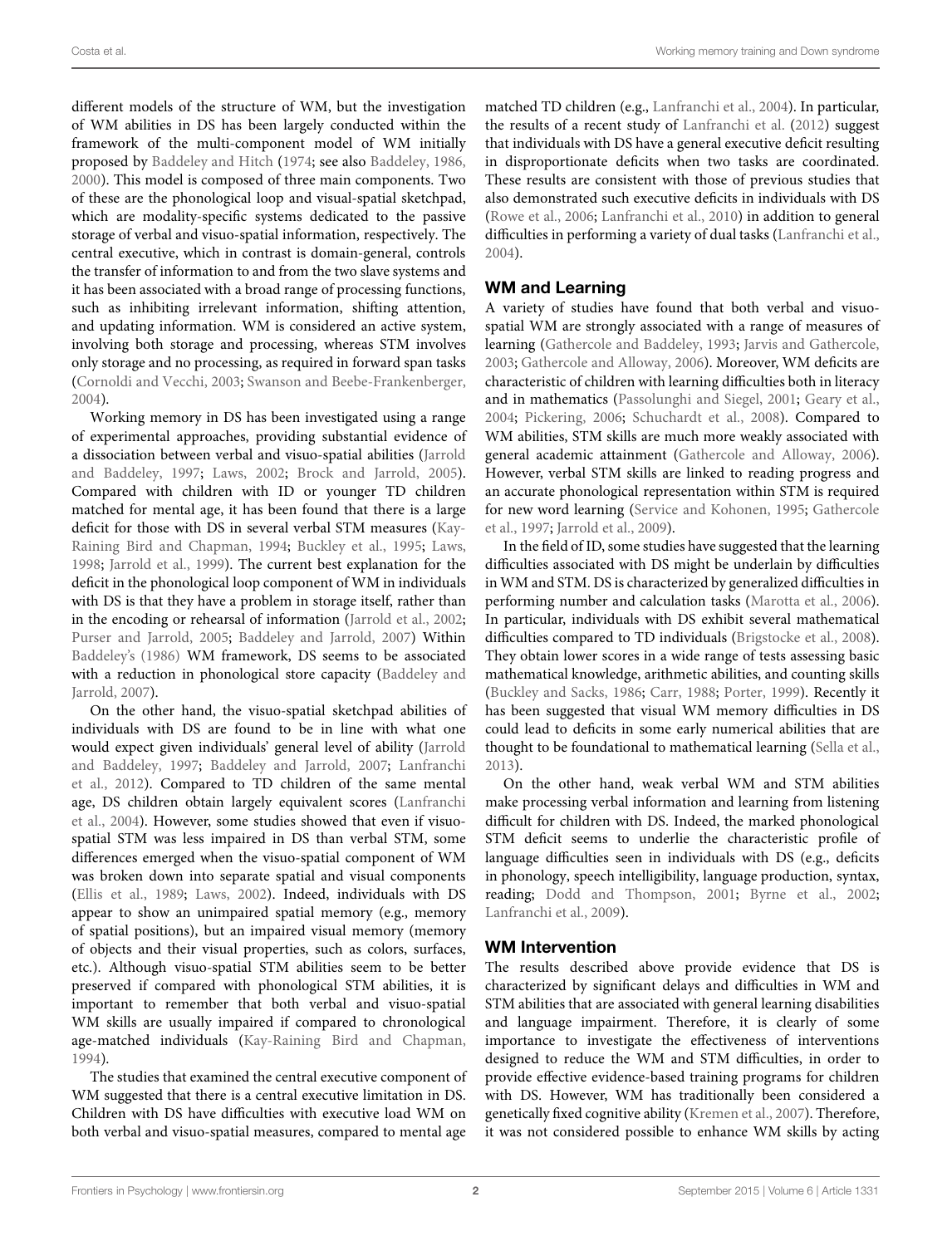different models of the structure of WM, but the investigation of WM abilities in DS has been largely conducted within the framework of the multi-component model of WM initially proposed by Baddeley and Hitch (1974; see also Baddeley, 1986, 2000). This model is composed of three main components. Two of these are the phonological loop and visual-spatial sketchpad, which are modality-specific systems dedicated to the passive storage of verbal and visuo-spatial information, respectively. The central executive, which in contrast is domain-general, controls the transfer of information to and from the two slave systems and it has been associated with a broad range of processing functions, such as inhibiting irrelevant information, shifting attention, and updating information. WM is considered an active system, involving both storage and processing, whereas STM involves only storage and no processing, as required in forward span tasks (Cornoldi and Vecchi, 2003; Swanson and Beebe-Frankenberger, 2004).

Working memory in DS has been investigated using a range of experimental approaches, providing substantial evidence of a dissociation between verbal and visuo-spatial abilities (Jarrold and Baddeley, 1997; Laws, 2002; Brock and Jarrold, 2005). Compared with children with ID or younger TD children matched for mental age, it has been found that there is a large deficit for those with DS in several verbal STM measures (Kay-Raining Bird and Chapman, 1994; Buckley et al., 1995; Laws, 1998; Jarrold et al., 1999). The current best explanation for the deficit in the phonological loop component of WM in individuals with DS is that they have a problem in storage itself, rather than in the encoding or rehearsal of information (Jarrold et al., 2002; Purser and Jarrold, 2005; Baddeley and Jarrold, 2007) Within Baddeley's (1986) WM framework, DS seems to be associated with a reduction in phonological store capacity (Baddeley and Jarrold, 2007).

On the other hand, the visuo-spatial sketchpad abilities of individuals with DS are found to be in line with what one would expect given individuals' general level of ability (Jarrold and Baddeley, 1997; Baddeley and Jarrold, 2007; Lanfranchi et al., 2012). Compared to TD children of the same mental age, DS children obtain largely equivalent scores (Lanfranchi et al., 2004). However, some studies showed that even if visuo-spatial STM was less impaired in DS than verbal STM, some differences emerged when the visuo-spatial component of WM was broken down into separate spatial and visual components (Ellis et al., 1989; Laws, 2002). Indeed, individuals with DS appear to show an unimpaired spatial memory (e.g., memory of spatial positions), but an impaired visual memory (memory of objects and their visual properties, such as colors, surfaces, etc.). Although visuo-spatial STM abilities seem to be better preserved if compared with phonological STM abilities, it is important to remember that both verbal and visuo-spatial WM skills are usually impaired if compared to chronological age-matched individuals (Kay-Raining Bird and Chapman, 1994).

The studies that examined the central executive component of WM suggested that there is a central executive limitation in DS. Children with DS have difficulties with executive load WM on both verbal and visuo-spatial measures, compared to mental age matched TD children (e.g., Lanfranchi et al., 2004). In particular, the results of a recent study of Lanfranchi et al. (2012) suggest that individuals with DS have a general executive deficit resulting in disproportionate deficits when two tasks are coordinated. These results are consistent with those of previous studies that also demonstrated such executive deficits in individuals with DS (Rowe et al., 2006; Lanfranchi et al., 2010) in addition to general difficulties in performing a variety of dual tasks (Lanfranchi et al., 2004).

## WM and Learning

A variety of studies have found that both verbal and visuo-spatial WM are strongly associated with a range of measures of learning (Gathercole and Baddeley, 1993; Jarvis and Gathercole, 2003; Gathercole and Alloway, 2006). Moreover, WM deficits are characteristic of children with learning difficulties both in literacy and in mathematics (Passolunghi and Siegel, 2001; Geary et al., 2004; Pickering, 2006; Schuchardt et al., 2008). Compared to WM abilities, STM skills are much more weakly associated with general academic attainment (Gathercole and Alloway, 2006). However, verbal STM skills are linked to reading progress and an accurate phonological representation within STM is required for new word learning (Service and Kohonen, 1995; Gathercole et al., 1997; Jarrold et al., 2009).

In the field of ID, some studies have suggested that the learning difficulties associated with DS might be underlain by difficulties in WM and STM. DS is characterized by generalized difficulties in performing number and calculation tasks (Marotta et al., 2006). In particular, individuals with DS exhibit several mathematical difficulties compared to TD individuals (Brigstocke et al., 2008). They obtain lower scores in a wide range of tests assessing basic mathematical knowledge, arithmetic abilities, and counting skills (Buckley and Sacks, 1986; Carr, 1988; Porter, 1999). Recently it has been suggested that visual WM memory difficulties in DS could lead to deficits in some early numerical abilities that are thought to be foundational to mathematical learning (Sella et al., 2013).

On the other hand, weak verbal WM and STM abilities make processing verbal information and learning from listening difficult for children with DS. Indeed, the marked phonological STM deficit seems to underlie the characteristic profile of language difficulties seen in individuals with DS (e.g., deficits in phonology, speech intelligibility, language production, syntax, reading; Dodd and Thompson, 2001; Byrne et al., 2002; Lanfranchi et al., 2009).

## WM Intervention

The results described above provide evidence that DS is characterized by significant delays and difficulties in WM and STM abilities that are associated with general learning disabilities and language impairment. Therefore, it is clearly of some importance to investigate the effectiveness of interventions designed to reduce the WM and STM difficulties, in order to provide effective evidence-based training programs for children with DS. However, WM has traditionally been considered a genetically fixed cognitive ability (Kremen et al., 2007). Therefore, it was not considered possible to enhance WM skills by acting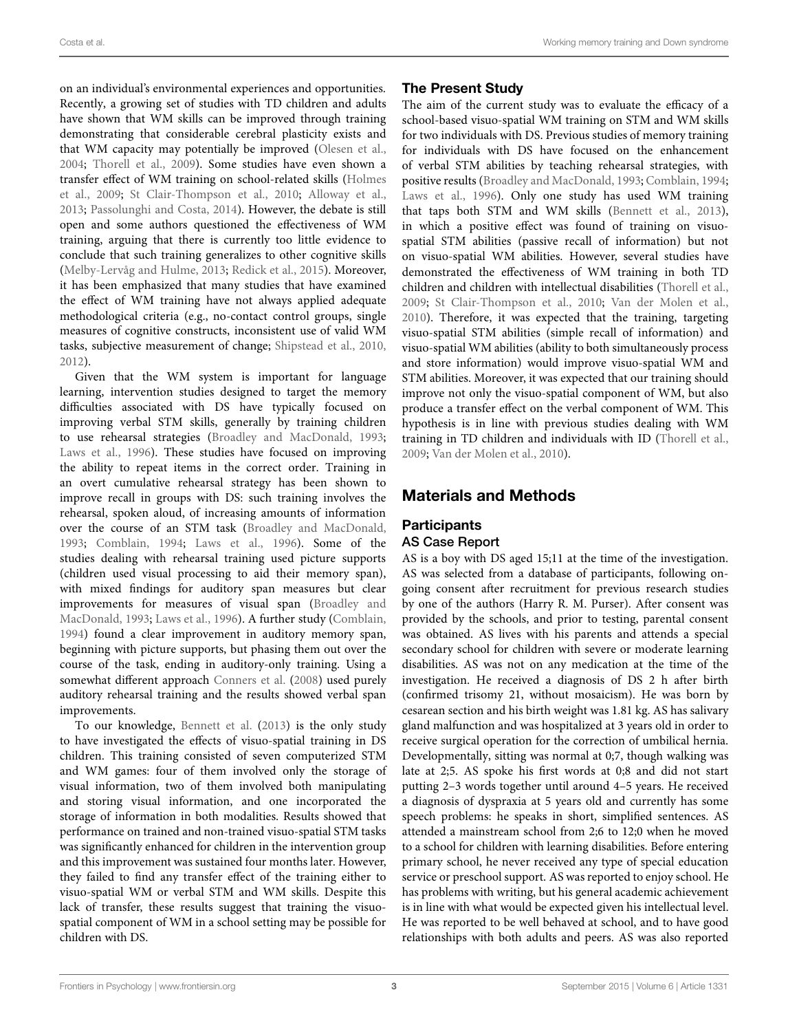on an individual's environmental experiences and opportunities. Recently, a growing set of studies with TD children and adults have shown that WM skills can be improved through training demonstrating that considerable cerebral plasticity exists and that WM capacity may potentially be improved (Olesen et al., 2004; Thorell et al., 2009). Some studies have even shown a transfer effect of WM training on school-related skills (Holmes et al., 2009; St Clair-Thompson et al., 2010; Alloway et al., 2013; Passolunghi and Costa, 2014). However, the debate is still open and some authors questioned the effectiveness of WM training, arguing that there is currently too little evidence to conclude that such training generalizes to other cognitive skills (Melby-Lervåg and Hulme, 2013; Redick et al., 2015). Moreover, it has been emphasized that many studies that have examined the effect of WM training have not always applied adequate methodological criteria (e.g., no-contact control groups, single measures of cognitive constructs, inconsistent use of valid WM tasks, subjective measurement of change; Shipstead et al., 2010, 2012).

Given that the WM system is important for language learning, intervention studies designed to target the memory difficulties associated with DS have typically focused on improving verbal STM skills, generally by training children to use rehearsal strategies (Broadley and MacDonald, 1993; Laws et al., 1996). These studies have focused on improving the ability to repeat items in the correct order. Training in an overt cumulative rehearsal strategy has been shown to improve recall in groups with DS: such training involves the rehearsal, spoken aloud, of increasing amounts of information over the course of an STM task (Broadley and MacDonald, 1993; Comblain, 1994; Laws et al., 1996). Some of the studies dealing with rehearsal training used picture supports (children used visual processing to aid their memory span), with mixed findings for auditory span measures but clear improvements for measures of visual span (Broadley and MacDonald, 1993; Laws et al., 1996). A further study (Comblain, 1994) found a clear improvement in auditory memory span, beginning with picture supports, but phasing them out over the course of the task, ending in auditory-only training. Using a somewhat different approach Conners et al. (2008) used purely auditory rehearsal training and the results showed verbal span improvements.

To our knowledge, Bennett et al. (2013) is the only study to have investigated the effects of visuo-spatial training in DS children. This training consisted of seven computerized STM and WM games: four of them involved only the storage of visual information, two of them involved both manipulating and storing visual information, and one incorporated the storage of information in both modalities. Results showed that performance on trained and non-trained visuo-spatial STM tasks was significantly enhanced for children in the intervention group and this improvement was sustained four months later. However, they failed to find any transfer effect of the training either to visuo-spatial WM or verbal STM and WM skills. Despite this lack of transfer, these results suggest that training the visuo-spatial component of WM in a school setting may be possible for children with DS.

### The Present Study

The aim of the current study was to evaluate the efficacy of a school-based visuo-spatial WM training on STM and WM skills for two individuals with DS. Previous studies of memory training for individuals with DS have focused on the enhancement of verbal STM abilities by teaching rehearsal strategies, with positive results (Broadley and MacDonald, 1993; Comblain, 1994; Laws et al., 1996). Only one study has used WM training that taps both STM and WM skills (Bennett et al., 2013), in which a positive effect was found of training on visuo-spatial STM abilities (passive recall of information) but not on visuo-spatial WM abilities. However, several studies have demonstrated the effectiveness of WM training in both TD children and children with intellectual disabilities (Thorell et al., 2009; St Clair-Thompson et al., 2010; Van der Molen et al., 2010). Therefore, it was expected that the training, targeting visuo-spatial STM abilities (simple recall of information) and visuo-spatial WM abilities (ability to both simultaneously process and store information) would improve visuo-spatial WM and STM abilities. Moreover, it was expected that our training should improve not only the visuo-spatial component of WM, but also produce a transfer effect on the verbal component of WM. This hypothesis is in line with previous studies dealing with WM training in TD children and individuals with ID (Thorell et al., 2009; Van der Molen et al., 2010).

## Materials and Methods

### Participants

#### AS Case Report

AS is a boy with DS aged 15;11 at the time of the investigation. AS was selected from a database of participants, following ongoing consent after recruitment for previous research studies by one of the authors (Harry R. M. Purser). After consent was provided by the schools, and prior to testing, parental consent was obtained. AS lives with his parents and attends a special secondary school for children with severe or moderate learning disabilities. AS was not on any medication at the time of the investigation. He received a diagnosis of DS 2 h after birth (confirmed trisomy 21, without mosaicism). He was born by cesarean section and his birth weight was 1.81 kg. AS has salivary gland malfunction and was hospitalized at 3 years old in order to receive surgical operation for the correction of umbilical hernia. Developmentally, sitting was normal at 0;7, though walking was late at 2;5. AS spoke his first words at 0;8 and did not start putting 2–3 words together until around 4–5 years. He received a diagnosis of dyspraxia at 5 years old and currently has some speech problems: he speaks in short, simplified sentences. AS attended a mainstream school from 2;6 to 12;0 when he moved to a school for children with learning disabilities. Before entering primary school, he never received any type of special education service or preschool support. AS was reported to enjoy school. He has problems with writing, but his general academic achievement is in line with what would be expected given his intellectual level. He was reported to be well behaved at school, and to have good relationships with both adults and peers. AS was also reported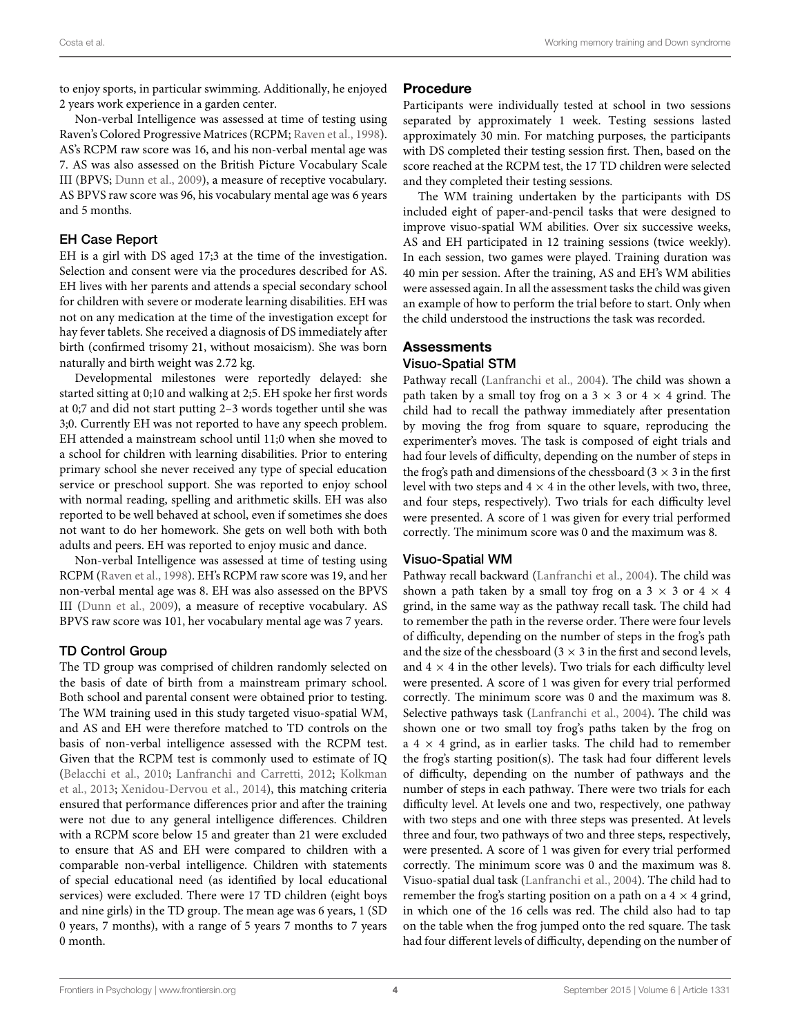to enjoy sports, in particular swimming. Additionally, he enjoyed 2 years work experience in a garden center.

Non-verbal Intelligence was assessed at time of testing using Raven's Colored Progressive Matrices (RCPM; Raven et al., 1998). AS's RCPM raw score was 16, and his non-verbal mental age was 7. AS was also assessed on the British Picture Vocabulary Scale III (BPVS; Dunn et al., 2009), a measure of receptive vocabulary. AS BPVS raw score was 96, his vocabulary mental age was 6 years and 5 months.

### EH Case Report

EH is a girl with DS aged 17;3 at the time of the investigation. Selection and consent were via the procedures described for AS. EH lives with her parents and attends a special secondary school for children with severe or moderate learning disabilities. EH was not on any medication at the time of the investigation except for hay fever tablets. She received a diagnosis of DS immediately after birth (confirmed trisomy 21, without mosaicism). She was born naturally and birth weight was 2.72 kg.

Developmental milestones were reportedly delayed: she started sitting at 0;10 and walking at 2;5. EH spoke her first words at 0;7 and did not start putting 2–3 words together until she was 3;0. Currently EH was not reported to have any speech problem. EH attended a mainstream school until 11;0 when she moved to a school for children with learning disabilities. Prior to entering primary school she never received any type of special education service or preschool support. She was reported to enjoy school with normal reading, spelling and arithmetic skills. EH was also reported to be well behaved at school, even if sometimes she does not want to do her homework. She gets on well both with both adults and peers. EH was reported to enjoy music and dance.

Non-verbal Intelligence was assessed at time of testing using RCPM (Raven et al., 1998). EH's RCPM raw score was 19, and her non-verbal mental age was 8. EH was also assessed on the BPVS III (Dunn et al., 2009), a measure of receptive vocabulary. AS BPVS raw score was 101, her vocabulary mental age was 7 years.

### TD Control Group

The TD group was comprised of children randomly selected on the basis of date of birth from a mainstream primary school. Both school and parental consent were obtained prior to testing. The WM training used in this study targeted visuo-spatial WM, and AS and EH were therefore matched to TD controls on the basis of non-verbal intelligence assessed with the RCPM test. Given that the RCPM test is commonly used to estimate of IQ (Belacchi et al., 2010; Lanfranchi and Carretti, 2012; Kolkman et al., 2013; Xenidou-Dervou et al., 2014), this matching criteria ensured that performance differences prior and after the training were not due to any general intelligence differences. Children with a RCPM score below 15 and greater than 21 were excluded to ensure that AS and EH were compared to children with a comparable non-verbal intelligence. Children with statements of special educational need (as identified by local educational services) were excluded. There were 17 TD children (eight boys and nine girls) in the TD group. The mean age was 6 years, 1 (SD 0 years, 7 months), with a range of 5 years 7 months to 7 years 0 month.

## Procedure

Participants were individually tested at school in two sessions separated by approximately 1 week. Testing sessions lasted approximately 30 min. For matching purposes, the participants with DS completed their testing session first. Then, based on the score reached at the RCPM test, the 17 TD children were selected and they completed their testing sessions.

The WM training undertaken by the participants with DS included eight of paper-and-pencil tasks that were designed to improve visuo-spatial WM abilities. Over six successive weeks, AS and EH participated in 12 training sessions (twice weekly). In each session, two games were played. Training duration was 40 min per session. After the training, AS and EH's WM abilities were assessed again. In all the assessment tasks the child was given an example of how to perform the trial before to start. Only when the child understood the instructions the task was recorded.

## Assessments

### Visuo-Spatial STM

Pathway recall (Lanfranchi et al., 2004). The child was shown a path taken by a small toy frog on a 3 × 3 or 4 × 4 grind. The child had to recall the pathway immediately after presentation by moving the frog from square to square, reproducing the experimenter's moves. The task is composed of eight trials and had four levels of difficulty, depending on the number of steps in the frog's path and dimensions of the chessboard (3 × 3 in the first level with two steps and 4 × 4 in the other levels, with two, three, and four steps, respectively). Two trials for each difficulty level were presented. A score of 1 was given for every trial performed correctly. The minimum score was 0 and the maximum was 8.

### Visuo-Spatial WM

Pathway recall backward (Lanfranchi et al., 2004). The child was shown a path taken by a small toy frog on a 3 × 3 or 4 × 4 grind, in the same way as the pathway recall task. The child had to remember the path in the reverse order. There were four levels of difficulty, depending on the number of steps in the frog's path and the size of the chessboard (3 × 3 in the first and second levels, and 4 × 4 in the other levels). Two trials for each difficulty level were presented. A score of 1 was given for every trial performed correctly. The minimum score was 0 and the maximum was 8.

Selective pathways task (Lanfranchi et al., 2004). The child was shown one or two small toy frog's paths taken by the frog on a 4 × 4 grind, as in earlier tasks. The child had to remember the frog's starting position(s). The task had four different levels of difficulty, depending on the number of pathways and the number of steps in each pathway. There were two trials for each difficulty level. At levels one and two, respectively, one pathway with two steps and one with three steps was presented. At levels three and four, two pathways of two and three steps, respectively, were presented. A score of 1 was given for every trial performed correctly. The minimum score was 0 and the maximum was 8.

Visuo-spatial dual task (Lanfranchi et al., 2004). The child had to remember the frog's starting position on a path on a 4 × 4 grind, in which one of the 16 cells was red. The child also had to tap on the table when the frog jumped onto the red square. The task had four different levels of difficulty, depending on the number of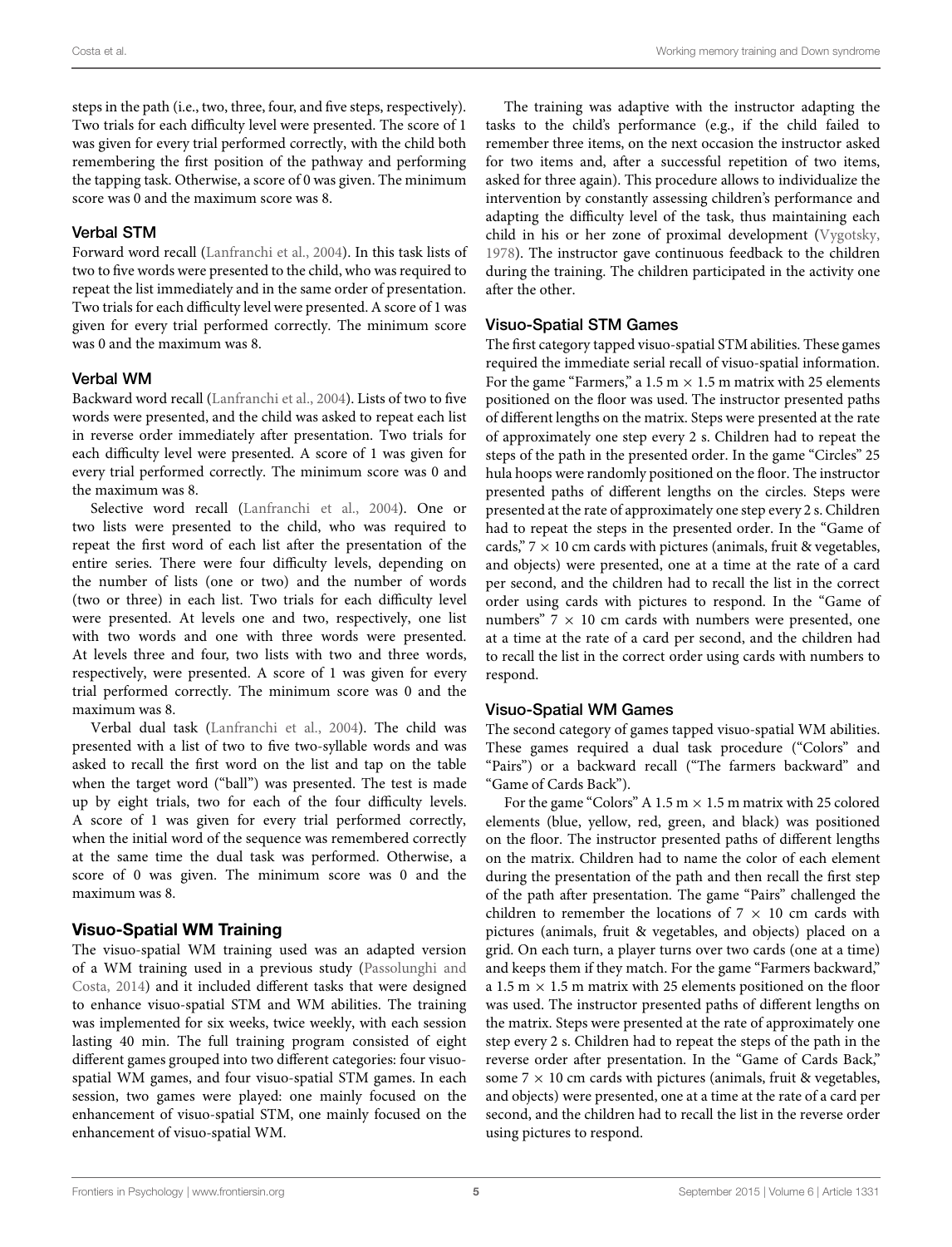steps in the path (i.e., two, three, four, and five steps, respectively). Two trials for each difficulty level were presented. The score of 1 was given for every trial performed correctly, with the child both remembering the first position of the pathway and performing the tapping task. Otherwise, a score of 0 was given. The minimum score was 0 and the maximum score was 8.

### Verbal STM

Forward word recall (Lanfranchi et al., 2004). In this task lists of two to five words were presented to the child, who was required to repeat the list immediately and in the same order of presentation. Two trials for each difficulty level were presented. A score of 1 was given for every trial performed correctly. The minimum score was 0 and the maximum was 8.

### Verbal WM

Backward word recall (Lanfranchi et al., 2004). Lists of two to five words were presented, and the child was asked to repeat each list in reverse order immediately after presentation. Two trials for each difficulty level were presented. A score of 1 was given for every trial performed correctly. The minimum score was 0 and the maximum was 8.

Selective word recall (Lanfranchi et al., 2004). One or two lists were presented to the child, who was required to repeat the first word of each list after the presentation of the entire series. There were four difficulty levels, depending on the number of lists (one or two) and the number of words (two or three) in each list. Two trials for each difficulty level were presented. At levels one and two, respectively, one list with two words and one with three words were presented. At levels three and four, two lists with two and three words, respectively, were presented. A score of 1 was given for every trial performed correctly. The minimum score was 0 and the maximum was 8.

Verbal dual task (Lanfranchi et al., 2004). The child was presented with a list of two to five two-syllable words and was asked to recall the first word on the list and tap on the table when the target word ("ball") was presented. The test is made up by eight trials, two for each of the four difficulty levels. A score of 1 was given for every trial performed correctly, when the initial word of the sequence was remembered correctly at the same time the dual task was performed. Otherwise, a score of 0 was given. The minimum score was 0 and the maximum was 8.

## Visuo-Spatial WM Training

The visuo-spatial WM training used was an adapted version of a WM training used in a previous study (Passolunghi and Costa, 2014) and it included different tasks that were designed to enhance visuo-spatial STM and WM abilities. The training was implemented for six weeks, twice weekly, with each session lasting 40 min. The full training program consisted of eight different games grouped into two different categories: four visuo-spatial WM games, and four visuo-spatial STM games. In each session, two games were played: one mainly focused on the enhancement of visuo-spatial STM, one mainly focused on the enhancement of visuo-spatial WM.

The training was adaptive with the instructor adapting the tasks to the child's performance (e.g., if the child failed to remember three items, on the next occasion the instructor asked for two items and, after a successful repetition of two items, asked for three again). This procedure allows to individualize the intervention by constantly assessing children's performance and adapting the difficulty level of the task, thus maintaining each child in his or her zone of proximal development (Vygotsky, 1978). The instructor gave continuous feedback to the children during the training. The children participated in the activity one after the other.

### Visuo-Spatial STM Games

The first category tapped visuo-spatial STM abilities. These games required the immediate serial recall of visuo-spatial information. For the game "Farmers," a 1.5 m × 1.5 m matrix with 25 elements positioned on the floor was used. The instructor presented paths of different lengths on the matrix. Steps were presented at the rate of approximately one step every 2 s. Children had to repeat the steps of the path in the presented order. In the game "Circles" 25 hula hoops were randomly positioned on the floor. The instructor presented paths of different lengths on the circles. Steps were presented at the rate of approximately one step every 2 s. Children had to repeat the steps in the presented order. In the "Game of cards," 7 × 10 cm cards with pictures (animals, fruit & vegetables, and objects) were presented, one at a time at the rate of a card per second, and the children had to recall the list in the correct order using cards with pictures to respond. In the "Game of numbers" 7 × 10 cm cards with numbers were presented, one at a time at the rate of a card per second, and the children had to recall the list in the correct order using cards with numbers to respond.

### Visuo-Spatial WM Games

The second category of games tapped visuo-spatial WM abilities. These games required a dual task procedure ("Colors" and "Pairs") or a backward recall ("The farmers backward" and "Game of Cards Back").

For the game "Colors" A 1.5 m × 1.5 m matrix with 25 colored elements (blue, yellow, red, green, and black) was positioned on the floor. The instructor presented paths of different lengths on the matrix. Children had to name the color of each element during the presentation of the path and then recall the first step of the path after presentation. The game "Pairs" challenged the children to remember the locations of 7 × 10 cm cards with pictures (animals, fruit & vegetables, and objects) placed on a grid. On each turn, a player turns over two cards (one at a time) and keeps them if they match. For the game "Farmers backward," a 1.5 m × 1.5 m matrix with 25 elements positioned on the floor was used. The instructor presented paths of different lengths on the matrix. Steps were presented at the rate of approximately one step every 2 s. Children had to repeat the steps of the path in the reverse order after presentation. In the "Game of Cards Back," some 7 × 10 cm cards with pictures (animals, fruit & vegetables, and objects) were presented, one at a time at the rate of a card per second, and the children had to recall the list in the reverse order using pictures to respond.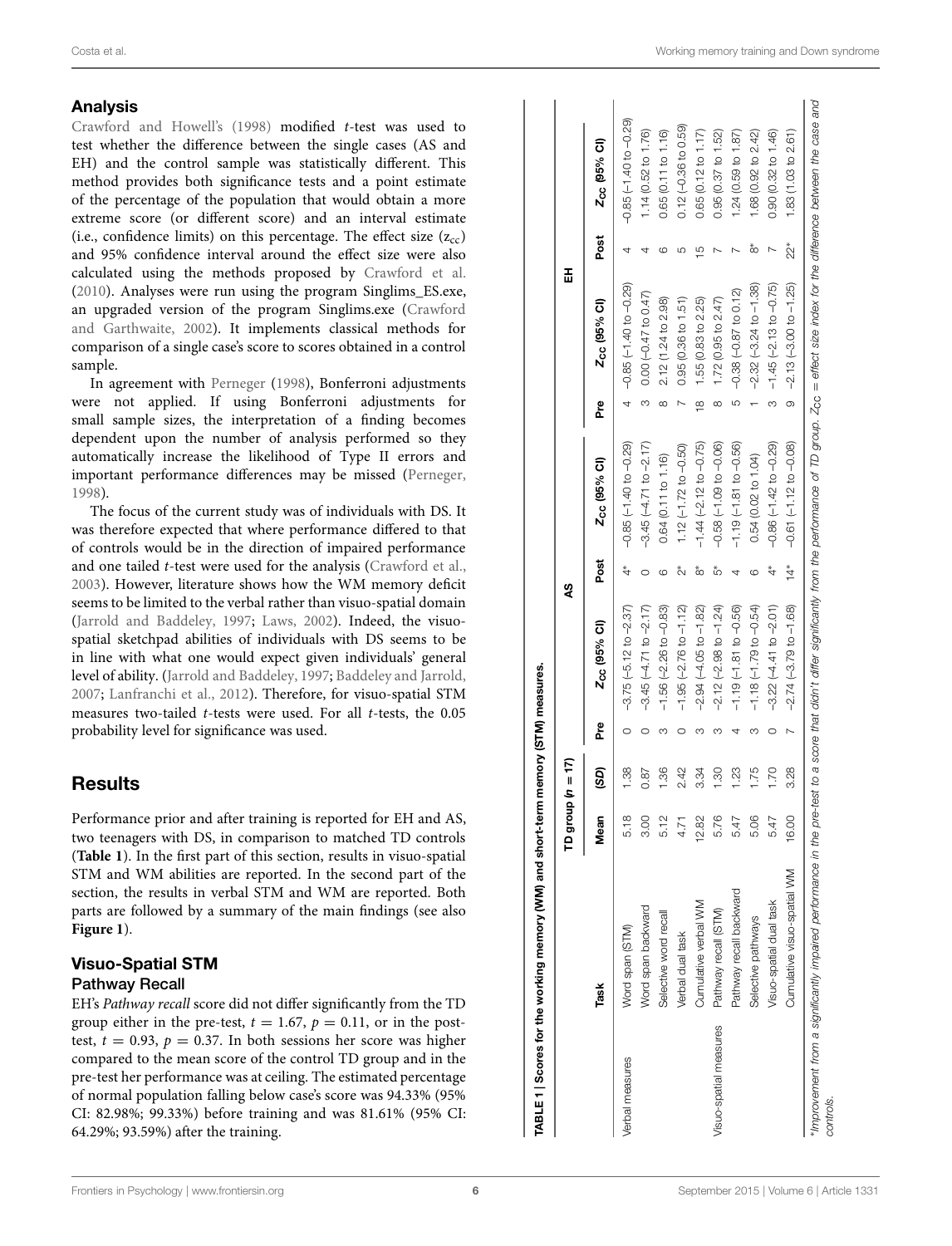## Analysis

Crawford and Howell's (1998) modified *t*-test was used to test whether the difference between the single cases (AS and EH) and the control sample was statistically different. This method provides both significance tests and a point estimate of the percentage of the population that would obtain a more extreme score (or different score) and an interval estimate (i.e., confidence limits) on this percentage. The effect size ($z_{cc}$) and 95% confidence interval around the effect size were also calculated using the methods proposed by Crawford et al. (2010). Analyses were run using the program Singlims_ES.exe, an upgraded version of the program Singlims.exe (Crawford and Garthwaite, 2002). It implements classical methods for comparison of a single case's score to scores obtained in a control sample.

In agreement with Perneger (1998), Bonferroni adjustments were not applied. If using Bonferroni adjustments for small sample sizes, the interpretation of a finding becomes dependent upon the number of analysis performed so they automatically increase the likelihood of Type II errors and important performance differences may be missed (Perneger, 1998).

The focus of the current study was of individuals with DS. It was therefore expected that where performance differed to that of controls would be in the direction of impaired performance and one tailed *t*-test were used for the analysis (Crawford et al., 2003). However, literature shows how the WM memory deficit seems to be limited to the verbal rather than visuo-spatial domain (Jarrold and Baddeley, 1997; Laws, 2002). Indeed, the visuo-spatial sketchpad abilities of individuals with DS seems to be in line with what one would expect given individuals' general level of ability. (Jarrold and Baddeley, 1997; Baddeley and Jarrold, 2007; Lanfranchi et al., 2012). Therefore, for visuo-spatial STM measures two-tailed *t*-tests were used. For all *t*-tests, the 0.05 probability level for significance was used.

**TABLE 1 | Scores for the working memory (WM) and short-term memory (STM) measures.**

| | | TD group ($n$ = 17) | | AS | | | | EH | | | |
|---|---|---|---|---|---|---|---|---|---|---|---|
| | Task | Mean | (SD) | Pre | $Z_{CC}$ (95% CI) | Post | $Z_{CC}$ (95% CI) | Pre | $Z_{CC}$ (95% CI) | Post | $Z_{CC}$ (95% CI) |
| Verbal measures | Word span (STM) | 5.18 | 1.38 | 0 | −3.75 (−5.12 to −2.37) | 4* | −0.85 (−1.40 to −0.29) | 4 | −0.85 (−1.40 to −0.29) | 4 | −0.85 (−1.40 to −0.29) |
| | Word span backward | 3.00 | 0.87 | 0 | −3.45 (−4.71 to −2.17) | 0 | −3.45 (−4.71 to −2.17) | 3 | 0.00 (−0.47 to 0.47) | 4 | 1.14 (0.52 to 1.76) |
| | Selective word recall | 5.12 | 1.36 | 3 | −1.56 (−2.26 to −0.83) | 6 | 0.64 (0.11 to 1.16) | 8 | 2.12 (1.24 to 2.98) | 6 | 0.65 (0.11 to 1.16) |
| | Verbal dual task | 4.71 | 2.42 | 0 | −1.95 (−2.76 to −1.12) | 2* | 1.12 (−1.72 to −0.50) | 7 | 0.95 (0.36 to 1.51) | 5 | 0.12 (−0.36 to 0.59) |
| | Cumulative verbal WM | 12.82 | 3.34 | 3 | −2.94 (−4.05 to −1.82) | 8* | −1.44 (−2.12 to −0.75) | 18 | 1.55 (0.83 to 2.25) | 15 | 0.65 (0.12 to 1.17) |
| Visuo-spatial measures | Pathway recall (STM) | 5.76 | 1.30 | 3 | −2.12 (−2.98 to −1.24) | 5* | −0.58 (−1.09 to −0.06) | 8 | 1.72 (0.95 to 2.47) | 7 | 0.95 (0.37 to 1.52) |
| | Pathway recall backward | 5.47 | 1.23 | 4 | −1.19 (−1.81 to −0.56) | 4 | −1.19 (−1.81 to −0.56) | 5 | −0.38 (−0.87 to 0.12) | 7 | 1.24 (0.59 to 1.87) |
| | Selective pathways | 5.06 | 1.75 | 3 | −1.18 (−1.79 to −0.54) | 6 | 0.54 (0.02 to 1.04) | 1 | −2.32 (−3.24 to −1.38) | 8* | 1.68 (0.92 to 2.42) |
| | Visuo-spatial dual task | 5.47 | 1.70 | 0 | −3.22 (−4.41 to −2.01) | 4* | −0.86 (−1.42 to −0.29) | 3 | −1.45 (−2.13 to −0.75) | 7 | 0.90 (0.32 to 1.46) |
| | Cumulative visuo-spatial WM | 16.00 | 3.28 | 7 | −2.74 (−3.79 to −1.68) | 14* | −0.61 (−1.12 to −0.08) | 9 | −2.13 (−3.00 to −1.25) | 22* | 1.83 (1.03 to 2.61) |

*Improvement from a significantly impaired performance in the pre-test to a score that didn't differ significantly from the performance of TD group. $Z_{CC}$ = effect size index for the difference between the case and controls.

# Results

Performance prior and after training is reported for EH and AS, two teenagers with DS, in comparison to matched TD controls (**Table 1**). In the first part of this section, results in visuo-spatial STM and WM abilities are reported. In the second part of the section, the results in verbal STM and WM are reported. Both parts are followed by a summary of the main findings (see also **Figure 1**).

## Visuo-Spatial STM

### Pathway Recall

EH's *Pathway recall* score did not differ significantly from the TD group either in the pre-test, $t = 1.67$, $p = 0.11$, or in the post-test, $t = 0.93$, $p = 0.37$. In both sessions her score was higher compared to the mean score of the control TD group and in the pre-test her performance was at ceiling. The estimated percentage of normal population falling below case's score was 94.33% (95% CI: 82.98%; 99.33%) before training and was 81.61% (95% CI: 64.29%; 93.59%) after the training.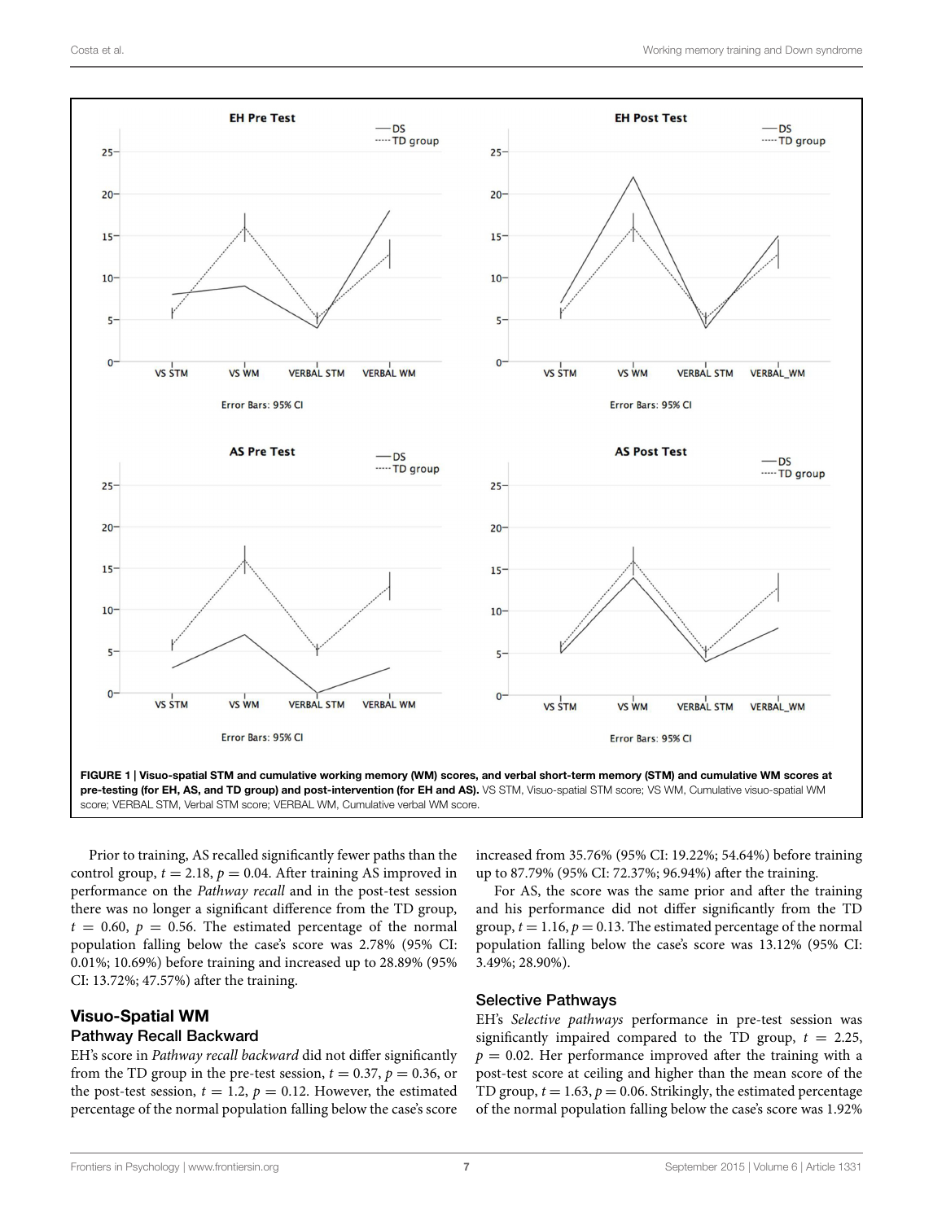FIGURE 1 | Visuo-spatial STM and cumulative working memory (WM) scores, and verbal short-term memory (STM) and cumulative WM scores at pre-testing (for EH, AS, and TD group) and post-intervention (for EH and AS). VS STM, Visuo-spatial STM score; VS WM, Cumulative visuo-spatial WM score; VERBAL STM, Verbal STM score; VERBAL WM, Cumulative verbal WM score.

Prior to training, AS recalled significantly fewer paths than the control group, $t = 2.18$, $p = 0.04$. After training AS improved in performance on the *Pathway recall* and in the post-test session there was no longer a significant difference from the TD group, $t = 0.60$, $p = 0.56$. The estimated percentage of the normal population falling below the case's score was 2.78% (95% CI: 0.01%; 10.69%) before training and increased up to 28.89% (95% CI: 13.72%; 47.57%) after the training.

## Visuo-Spatial WM

### Pathway Recall Backward

EH's score in *Pathway recall backward* did not differ significantly from the TD group in the pre-test session, $t = 0.37$, $p = 0.36$, or the post-test session, $t = 1.2$, $p = 0.12$. However, the estimated percentage of the normal population falling below the case's score increased from 35.76% (95% CI: 19.22%; 54.64%) before training up to 87.79% (95% CI: 72.37%; 96.94%) after the training.

For AS, the score was the same prior and after the training and his performance did not differ significantly from the TD group, $t = 1.16$, $p = 0.13$. The estimated percentage of the normal population falling below the case's score was 13.12% (95% CI: 3.49%; 28.90%).

### Selective Pathways

EH's *Selective pathways* performance in pre-test session was significantly impaired compared to the TD group, $t = 2.25$, $p = 0.02$. Her performance improved after the training with a post-test score at ceiling and higher than the mean score of the TD group, $t = 1.63$, $p = 0.06$. Strikingly, the estimated percentage of the normal population falling below the case's score was 1.92%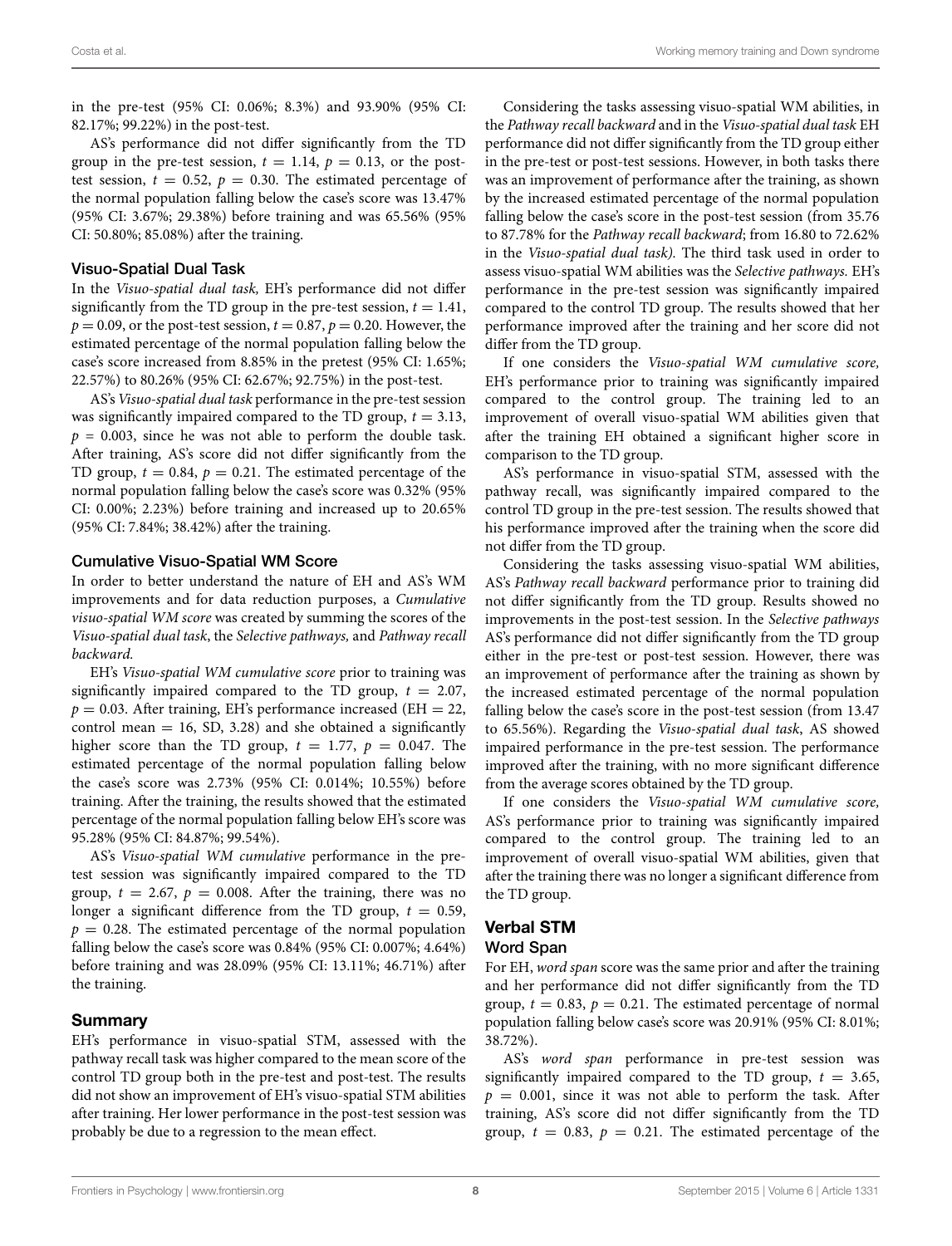in the pre-test (95% CI: 0.06%; 8.3%) and 93.90% (95% CI: 82.17%; 99.22%) in the post-test.

AS's performance did not differ significantly from the TD group in the pre-test session, $t = 1.14$, $p = 0.13$, or the post-test session, $t = 0.52$, $p = 0.30$. The estimated percentage of the normal population falling below the case's score was 13.47% (95% CI: 3.67%; 29.38%) before training and was 65.56% (95% CI: 50.80%; 85.08%) after the training.

### Visuo-Spatial Dual Task

In the *Visuo-spatial dual task,* EH's performance did not differ significantly from the TD group in the pre-test session, $t = 1.41$, $p = 0.09$, or the post-test session, $t = 0.87$, $p = 0.20$. However, the estimated percentage of the normal population falling below the case's score increased from 8.85% in the pretest (95% CI: 1.65%; 22.57%) to 80.26% (95% CI: 62.67%; 92.75%) in the post-test.

AS's *Visuo-spatial dual task* performance in the pre-test session was significantly impaired compared to the TD group, $t = 3.13$, $p = 0.003$, since he was not able to perform the double task. After training, AS's score did not differ significantly from the TD group, $t = 0.84$, $p = 0.21$. The estimated percentage of the normal population falling below the case's score was 0.32% (95% CI: 0.00%; 2.23%) before training and increased up to 20.65% (95% CI: 7.84%; 38.42%) after the training.

### Cumulative Visuo-Spatial WM Score

In order to better understand the nature of EH and AS's WM improvements and for data reduction purposes, a *Cumulative visuo-spatial WM score* was created by summing the scores of the *Visuo-spatial dual task*, the *Selective pathways,* and *Pathway recall backward.*

EH's *Visuo-spatial WM cumulative score* prior to training was significantly impaired compared to the TD group, $t = 2.07$, $p = 0.03$. After training, EH's performance increased (EH = 22, control mean = 16, SD, 3.28) and she obtained a significantly higher score than the TD group, $t = 1.77$, $p = 0.047$. The estimated percentage of the normal population falling below the case's score was 2.73% (95% CI: 0.014%; 10.55%) before training. After the training, the results showed that the estimated percentage of the normal population falling below EH's score was 95.28% (95% CI: 84.87%; 99.54%).

AS's *Visuo-spatial WM cumulative* performance in the pre-test session was significantly impaired compared to the TD group, $t = 2.67$, $p = 0.008$. After the training, there was no longer a significant difference from the TD group, $t = 0.59$, $p = 0.28$. The estimated percentage of the normal population falling below the case's score was 0.84% (95% CI: 0.007%; 4.64%) before training and was 28.09% (95% CI: 13.11%; 46.71%) after the training.

## Summary

EH's performance in visuo-spatial STM, assessed with the pathway recall task was higher compared to the mean score of the control TD group both in the pre-test and post-test. The results did not show an improvement of EH's visuo-spatial STM abilities after training. Her lower performance in the post-test session was probably be due to a regression to the mean effect.

Considering the tasks assessing visuo-spatial WM abilities, in the *Pathway recall backward* and in the *Visuo-spatial dual task* EH performance did not differ significantly from the TD group either in the pre-test or post-test sessions. However, in both tasks there was an improvement of performance after the training, as shown by the increased estimated percentage of the normal population falling below the case's score in the post-test session (from 35.76 to 87.78% for the *Pathway recall backward*; from 16.80 to 72.62% in the *Visuo-spatial dual task).* The third task used in order to assess visuo-spatial WM abilities was the *Selective pathways.* EH's performance in the pre-test session was significantly impaired compared to the control TD group. The results showed that her performance improved after the training and her score did not differ from the TD group.

If one considers the *Visuo-spatial WM cumulative score,* EH's performance prior to training was significantly impaired compared to the control group. The training led to an improvement of overall visuo-spatial WM abilities given that after the training EH obtained a significant higher score in comparison to the TD group.

AS's performance in visuo-spatial STM, assessed with the pathway recall, was significantly impaired compared to the control TD group in the pre-test session. The results showed that his performance improved after the training when the score did not differ from the TD group.

Considering the tasks assessing visuo-spatial WM abilities, AS's *Pathway recall backward* performance prior to training did not differ significantly from the TD group. Results showed no improvements in the post-test session. In the *Selective pathways* AS's performance did not differ significantly from the TD group either in the pre-test or post-test session. However, there was an improvement of performance after the training as shown by the increased estimated percentage of the normal population falling below the case's score in the post-test session (from 13.47 to 65.56%). Regarding the *Visuo-spatial dual task*, AS showed impaired performance in the pre-test session. The performance improved after the training, with no more significant difference from the average scores obtained by the TD group.

If one considers the *Visuo-spatial WM cumulative score,* AS's performance prior to training was significantly impaired compared to the control group. The training led to an improvement of overall visuo-spatial WM abilities, given that after the training there was no longer a significant difference from the TD group.

## Verbal STM

### Word Span

For EH, *word span* score was the same prior and after the training and her performance did not differ significantly from the TD group, $t = 0.83$, $p = 0.21$. The estimated percentage of normal population falling below case's score was 20.91% (95% CI: 8.01%; 38.72%).

AS's *word span* performance in pre-test session was significantly impaired compared to the TD group, $t = 3.65$, $p = 0.001$, since it was not able to perform the task. After training, AS's score did not differ significantly from the TD group, $t = 0.83$, $p = 0.21$. The estimated percentage of the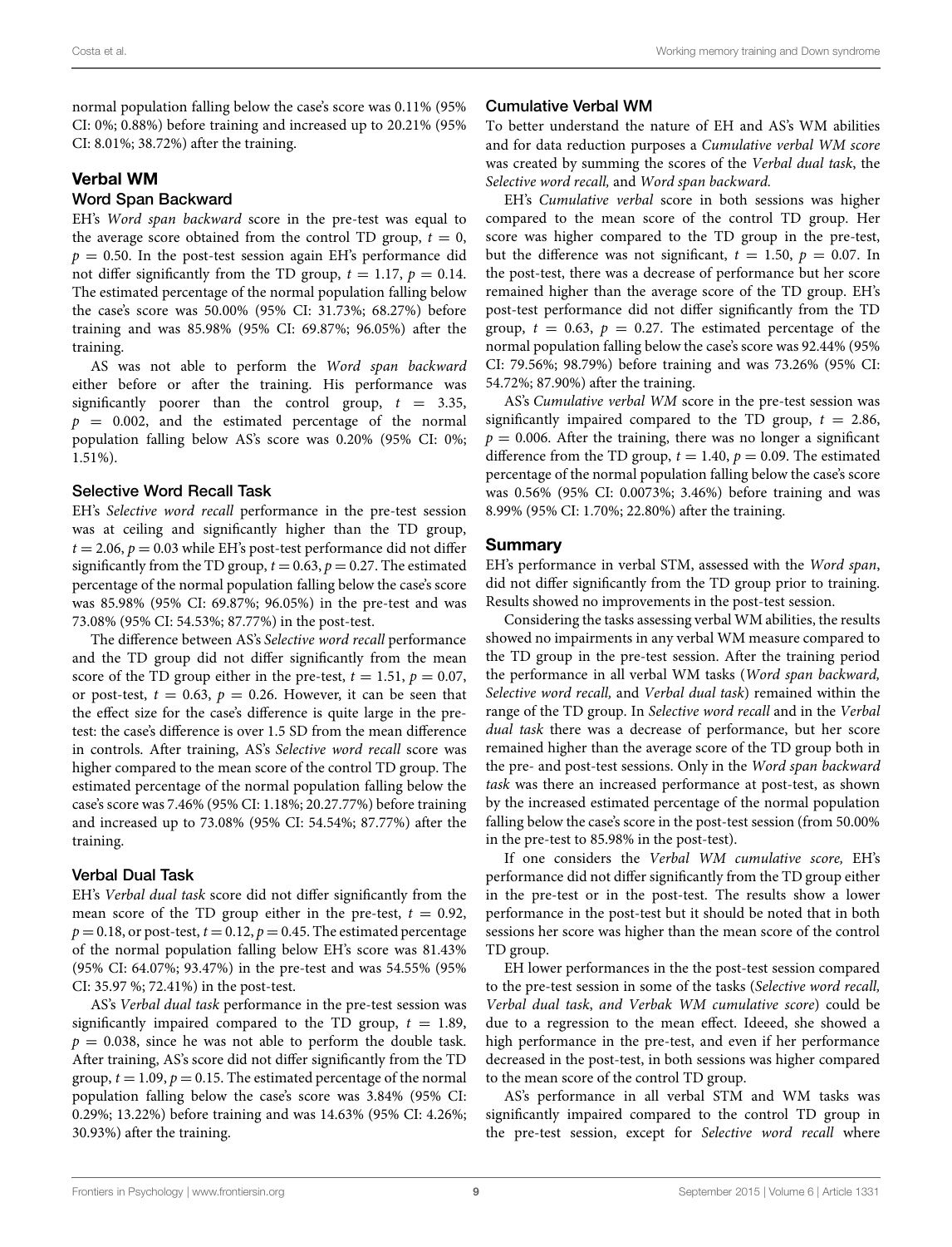normal population falling below the case's score was 0.11% (95% CI: 0%; 0.88%) before training and increased up to 20.21% (95% CI: 8.01%; 38.72%) after the training.

## Verbal WM

### Word Span Backward

EH's *Word span backward* score in the pre-test was equal to the average score obtained from the control TD group, $t = 0$, $p = 0.50$. In the post-test session again EH's performance did not differ significantly from the TD group, $t = 1.17$, $p = 0.14$. The estimated percentage of the normal population falling below the case's score was 50.00% (95% CI: 31.73%; 68.27%) before training and was 85.98% (95% CI: 69.87%; 96.05%) after the training.

AS was not able to perform the *Word span backward* either before or after the training. His performance was significantly poorer than the control group, $t = 3.35$, $p = 0.002$, and the estimated percentage of the normal population falling below AS's score was 0.20% (95% CI: 0%; 1.51%).

### Selective Word Recall Task

EH's *Selective word recall* performance in the pre-test session was at ceiling and significantly higher than the TD group, $t = 2.06$, $p = 0.03$ while EH's post-test performance did not differ significantly from the TD group, $t = 0.63$, $p = 0.27$. The estimated percentage of the normal population falling below the case's score was 85.98% (95% CI: 69.87%; 96.05%) in the pre-test and was 73.08% (95% CI: 54.53%; 87.77%) in the post-test.

The difference between AS's *Selective word recall* performance and the TD group did not differ significantly from the mean score of the TD group either in the pre-test, $t = 1.51$, $p = 0.07$, or post-test, $t = 0.63$, $p = 0.26$. However, it can be seen that the effect size for the case's difference is quite large in the pre-test: the case's difference is over 1.5 SD from the mean difference in controls. After training, AS's *Selective word recall* score was higher compared to the mean score of the control TD group. The estimated percentage of the normal population falling below the case's score was 7.46% (95% CI: 1.18%; 20.27.77%) before training and increased up to 73.08% (95% CI: 54.54%; 87.77%) after the training.

### Verbal Dual Task

EH's *Verbal dual task* score did not differ significantly from the mean score of the TD group either in the pre-test, $t = 0.92$, $p = 0.18$, or post-test, $t = 0.12$, $p = 0.45$. The estimated percentage of the normal population falling below EH's score was 81.43% (95% CI: 64.07%; 93.47%) in the pre-test and was 54.55% (95% CI: 35.97 %; 72.41%) in the post-test.

AS's *Verbal dual task* performance in the pre-test session was significantly impaired compared to the TD group, $t = 1.89$, $p = 0.038$, since he was not able to perform the double task. After training, AS's score did not differ significantly from the TD group, $t = 1.09$, $p = 0.15$. The estimated percentage of the normal population falling below the case's score was 3.84% (95% CI: 0.29%; 13.22%) before training and was 14.63% (95% CI: 4.26%; 30.93%) after the training.

### Cumulative Verbal WM

To better understand the nature of EH and AS's WM abilities and for data reduction purposes a *Cumulative verbal WM score* was created by summing the scores of the *Verbal dual task*, the *Selective word recall*, and *Word span backward.*

EH's *Cumulative verbal* score in both sessions was higher compared to the mean score of the control TD group. Her score was higher compared to the TD group in the pre-test, but the difference was not significant, $t = 1.50$, $p = 0.07$. In the post-test, there was a decrease of performance but her score remained higher than the average score of the TD group. EH's post-test performance did not differ significantly from the TD group, $t = 0.63$, $p = 0.27$. The estimated percentage of the normal population falling below the case's score was 92.44% (95% CI: 79.56%; 98.79%) before training and was 73.26% (95% CI: 54.72%; 87.90%) after the training.

AS's *Cumulative verbal WM* score in the pre-test session was significantly impaired compared to the TD group, $t = 2.86$, $p = 0.006$. After the training, there was no longer a significant difference from the TD group, $t = 1.40$, $p = 0.09$. The estimated percentage of the normal population falling below the case's score was 0.56% (95% CI: 0.0073%; 3.46%) before training and was 8.99% (95% CI: 1.70%; 22.80%) after the training.

## Summary

EH's performance in verbal STM, assessed with the *Word span*, did not differ significantly from the TD group prior to training. Results showed no improvements in the post-test session.

Considering the tasks assessing verbal WM abilities, the results showed no impairments in any verbal WM measure compared to the TD group in the pre-test session. After the training period the performance in all verbal WM tasks (*Word span backward, Selective word recall,* and *Verbal dual task*) remained within the range of the TD group. In *Selective word recall* and in the *Verbal dual task* there was a decrease of performance, but her score remained higher than the average score of the TD group both in the pre- and post-test sessions. Only in the *Word span backward task* was there an increased performance at post-test, as shown by the increased estimated percentage of the normal population falling below the case's score in the post-test session (from 50.00% in the pre-test to 85.98% in the post-test).

If one considers the *Verbal WM cumulative score,* EH's performance did not differ significantly from the TD group either in the pre-test or in the post-test. The results show a lower performance in the post-test but it should be noted that in both sessions her score was higher than the mean score of the control TD group.

EH lower performances in the the post-test session compared to the pre-test session in some of the tasks (*Selective word recall, Verbal dual task, and Verbak WM cumulative score*) could be due to a regression to the mean effect. Ideeed, she showed a high performance in the pre-test, and even if her performance decreased in the post-test, in both sessions was higher compared to the mean score of the control TD group.

AS's performance in all verbal STM and WM tasks was significantly impaired compared to the control TD group in the pre-test session, except for *Selective word recall* where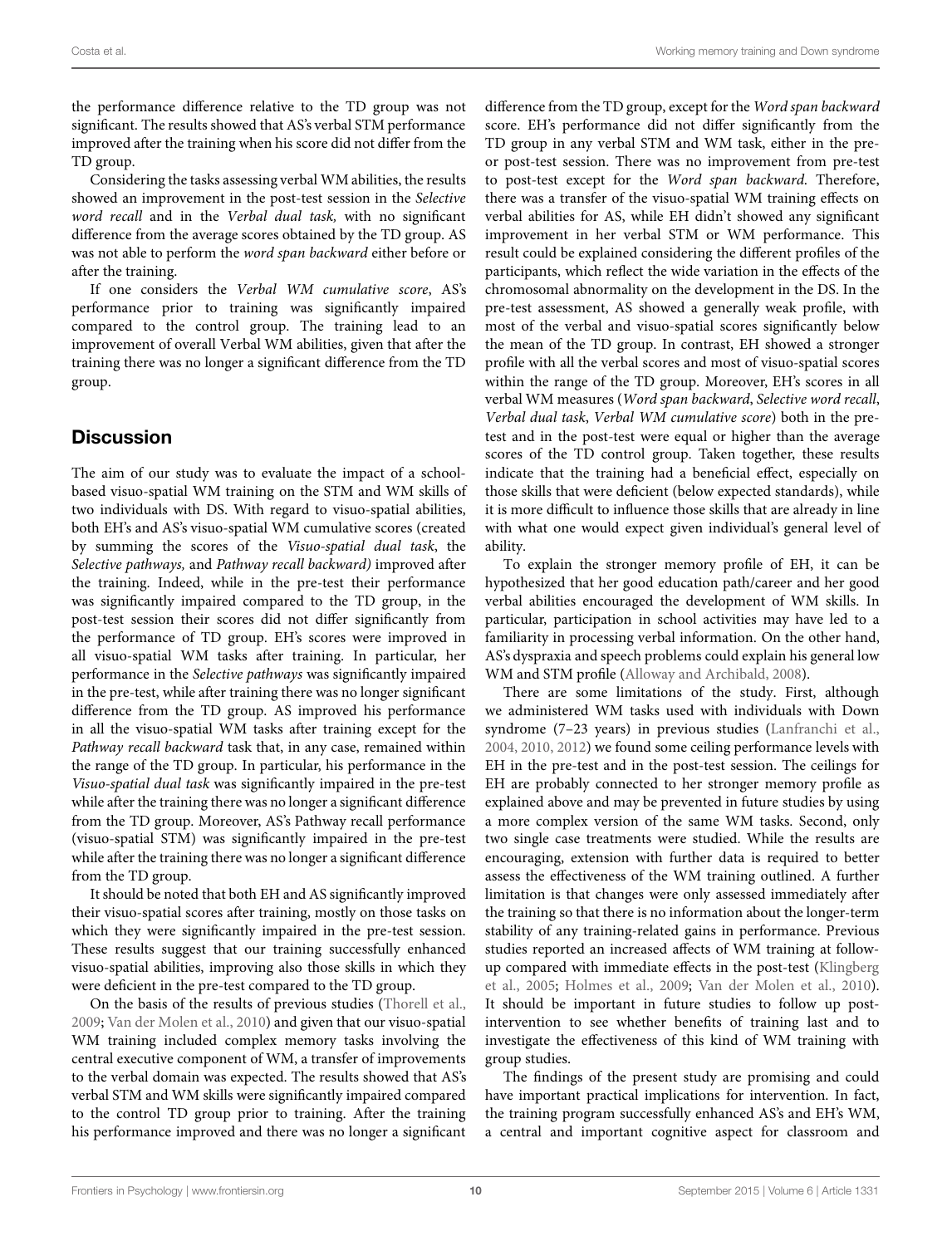the performance difference relative to the TD group was not significant. The results showed that AS's verbal STM performance improved after the training when his score did not differ from the TD group.

Considering the tasks assessing verbal WM abilities, the results showed an improvement in the post-test session in the *Selective word recall* and in the *Verbal dual task,* with no significant difference from the average scores obtained by the TD group. AS was not able to perform the *word span backward* either before or after the training.

If one considers the *Verbal WM cumulative score*, AS's performance prior to training was significantly impaired compared to the control group. The training lead to an improvement of overall Verbal WM abilities, given that after the training there was no longer a significant difference from the TD group.

## Discussion

The aim of our study was to evaluate the impact of a school-based visuo-spatial WM training on the STM and WM skills of two individuals with DS. With regard to visuo-spatial abilities, both EH's and AS's visuo-spatial WM cumulative scores (created by summing the scores of the *Visuo-spatial dual task*, the *Selective pathways,* and *Pathway recall backward)* improved after the training. Indeed, while in the pre-test their performance was significantly impaired compared to the TD group, in the post-test session their scores did not differ significantly from the performance of TD group. EH's scores were improved in all visuo-spatial WM tasks after training. In particular, her performance in the *Selective pathways* was significantly impaired in the pre-test, while after training there was no longer significant difference from the TD group. AS improved his performance in all the visuo-spatial WM tasks after training except for the *Pathway recall backward* task that, in any case, remained within the range of the TD group. In particular, his performance in the *Visuo-spatial dual task* was significantly impaired in the pre-test while after the training there was no longer a significant difference from the TD group. Moreover, AS's Pathway recall performance (visuo-spatial STM) was significantly impaired in the pre-test while after the training there was no longer a significant difference from the TD group.

It should be noted that both EH and AS significantly improved their visuo-spatial scores after training, mostly on those tasks on which they were significantly impaired in the pre-test session. These results suggest that our training successfully enhanced visuo-spatial abilities, improving also those skills in which they were deficient in the pre-test compared to the TD group.

On the basis of the results of previous studies (Thorell et al., 2009; Van der Molen et al., 2010) and given that our visuo-spatial WM training included complex memory tasks involving the central executive component of WM, a transfer of improvements to the verbal domain was expected. The results showed that AS's verbal STM and WM skills were significantly impaired compared to the control TD group prior to training. After the training his performance improved and there was no longer a significant difference from the TD group, except for the *Word span backward* score. EH's performance did not differ significantly from the TD group in any verbal STM and WM task, either in the pre- or post-test session. There was no improvement from pre-test to post-test except for the *Word span backward*. Therefore, there was a transfer of the visuo-spatial WM training effects on verbal abilities for AS, while EH didn't showed any significant improvement in her verbal STM or WM performance. This result could be explained considering the different profiles of the participants, which reflect the wide variation in the effects of the chromosomal abnormality on the development in the DS. In the pre-test assessment, AS showed a generally weak profile, with most of the verbal and visuo-spatial scores significantly below the mean of the TD group. In contrast, EH showed a stronger profile with all the verbal scores and most of visuo-spatial scores within the range of the TD group. Moreover, EH's scores in all verbal WM measures (*Word span backward*, *Selective word recall*, *Verbal dual task*, *Verbal WM cumulative score*) both in the pre-test and in the post-test were equal or higher than the average scores of the TD control group. Taken together, these results indicate that the training had a beneficial effect, especially on those skills that were deficient (below expected standards), while it is more difficult to influence those skills that are already in line with what one would expect given individual's general level of ability.

To explain the stronger memory profile of EH, it can be hypothesized that her good education path/career and her good verbal abilities encouraged the development of WM skills. In particular, participation in school activities may have led to a familiarity in processing verbal information. On the other hand, AS's dyspraxia and speech problems could explain his general low WM and STM profile (Alloway and Archibald, 2008).

There are some limitations of the study. First, although we administered WM tasks used with individuals with Down syndrome (7–23 years) in previous studies (Lanfranchi et al., 2004, 2010, 2012) we found some ceiling performance levels with EH in the pre-test and in the post-test session. The ceilings for EH are probably connected to her stronger memory profile as explained above and may be prevented in future studies by using a more complex version of the same WM tasks. Second, only two single case treatments were studied. While the results are encouraging, extension with further data is required to better assess the effectiveness of the WM training outlined. A further limitation is that changes were only assessed immediately after the training so that there is no information about the longer-term stability of any training-related gains in performance. Previous studies reported an increased affects of WM training at follow-up compared with immediate effects in the post-test (Klingberg et al., 2005; Holmes et al., 2009; Van der Molen et al., 2010). It should be important in future studies to follow up post-intervention to see whether benefits of training last and to investigate the effectiveness of this kind of WM training with group studies.

The findings of the present study are promising and could have important practical implications for intervention. In fact, the training program successfully enhanced AS's and EH's WM, a central and important cognitive aspect for classroom and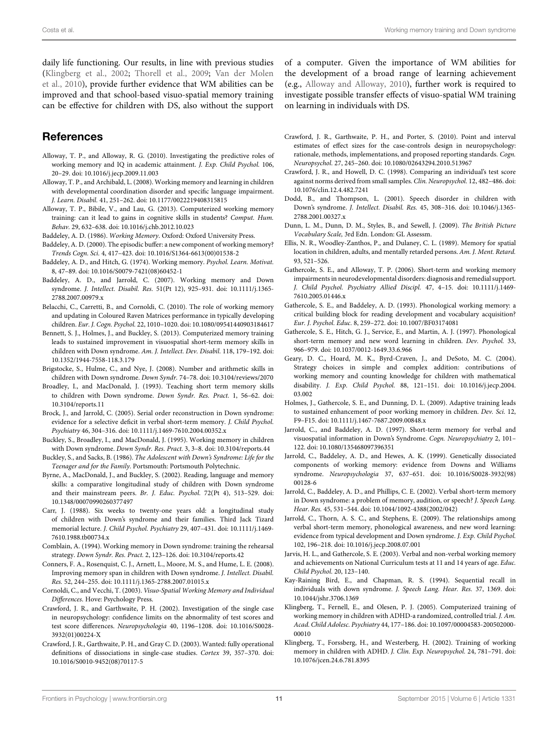daily life functioning. Our results, in line with previous studies (Klingberg et al., 2002; Thorell et al., 2009; Van der Molen et al., 2010), provide further evidence that WM abilities can be improved and that school-based visuo-spatial memory training can be effective for children with DS, also without the support of a computer. Given the importance of WM abilities for the development of a broad range of learning achievement (e.g., Alloway and Alloway, 2010), further work is required to investigate possible transfer effects of visuo-spatial WM training on learning in individuals with DS.

## References

Alloway, T. P., and Alloway, R. G. (2010). Investigating the predictive roles of working memory and IQ in academic attainment. *J. Exp. Child Psychol.* 106, 20–29. doi: 10.1016/j.jecp.2009.11.003

Alloway, T. P., and Archibald, L. (2008). Working memory and learning in children with developmental coordination disorder and specific language impairment. *J. Learn. Disabil.* 41, 251–262. doi: 10.1177/0022219408315815

Alloway, T. P., Bibile, V., and Lau, G. (2013). Computerized working memory training: can it lead to gains in cognitive skills in students? *Comput. Hum. Behav.* 29, 632–638. doi: 10.1016/j.chb.2012.10.023

Baddeley, A. D. (1986). *Working Memory*. Oxford: Oxford University Press.

Baddeley, A. D. (2000). The episodic buffer: a new component of working memory? *Trends Cogn. Sci.* 4, 417–423. doi: 10.1016/S1364-6613(00)01538-2

Baddeley, A. D., and Hitch, G. (1974). Working memory. *Psychol. Learn. Motivat.* 8, 47–89. doi: 10.1016/S0079-7421(08)60452-1

Baddeley, A. D., and Jarrold, C. (2007). Working memory and Down syndrome. *J. Intellect. Disabil. Res.* 51(Pt 12), 925–931. doi: 10.1111/j.1365-2788.2007.00979.x

Belacchi, C., Carretti, B., and Cornoldi, C. (2010). The role of working memory and updating in Coloured Raven Matrices performance in typically developing children. *Eur. J. Cogn. Psychol.* 22, 1010–1020. doi: 10.1080/09541440903184617

Bennett, S. J., Holmes, J., and Buckley, S. (2013). Computerized memory training leads to sustained improvement in visuospatial short-term memory skills in children with Down syndrome. *Am. J. Intellect. Dev. Disabil.* 118, 179–192. doi: 10.1352/1944-7558-118.3.179

Brigstocke, S., Hulme, C., and Nye, J. (2008). Number and arithmetic skills in children with Down syndrome. *Down Syndr.* 74–78. doi: 10.3104/reviews/2070

Broadley, I., and MacDonald, J. (1993). Teaching short term memory skills to children with Down syndrome. *Down Syndr. Res. Pract.* 1, 56–62. doi: 10.3104/reports.11

Brock, J., and Jarrold, C. (2005). Serial order reconstruction in Down syndrome: evidence for a selective deficit in verbal short-term memory. *J. Child Psychol. Psychiatry* 46, 304–316. doi: 10.1111/j.1469-7610.2004.00352.x

Buckley, S., Broadley, I., and MacDonald, J. (1995). Working memory in children with Down syndrome. *Down Syndr. Res. Pract.* 3, 3–8. doi: 10.3104/reports.44

Buckley, S., and Sacks, B. (1986). *The Adolescent with Down's Syndrome: Life for the Teenager and for the Family*. Portsmouth: Portsmouth Polytechnic.

Byrne, A., MacDonald, J., and Buckley, S. (2002). Reading, language and memory skills: a comparative longitudinal study of children with Down syndrome and their mainstream peers. *Br. J. Educ. Psychol.* 72(Pt 4), 513–529. doi: 10.1348/00070990260377497

Carr, J. (1988). Six weeks to twenty-one years old: a longitudinal study of children with Down's syndrome and their families. Third Jack Tizard memorial lecture. *J. Child Psychol. Psychiatry* 29, 407–431. doi: 10.1111/j.1469-7610.1988.tb00734.x

Comblain, A. (1994). Working memory in Down syndrome: training the rehearsal strategy. *Down Syndr. Res. Pract.* 2, 123–126. doi: 10.3104/reports.42

Conners, F. A., Rosenquist, C. J., Arnett, L., Moore, M. S., and Hume, L. E. (2008). Improving memory span in children with Down syndrome. *J. Intellect. Disabil. Res.* 52, 244–255. doi: 10.1111/j.1365-2788.2007.01015.x

Cornoldi, C., and Vecchi, T. (2003). *Visuo-Spatial Working Memory and Individual Differences*. Hove: Psychology Press.

Crawford, J. R., and Garthwaite, P. H. (2002). Investigation of the single case in neuropsychology: confidence limits on the abnormality of test scores and test score differences. *Neuropsychologia* 40, 1196–1208. doi: 10.1016/S0028-3932(01)00224-X

Crawford, J. R., Garthwaite, P. H., and Gray C. D. (2003). Wanted: fully operational definitions of dissociations in single-case studies. *Cortex* 39, 357–370. doi: 10.1016/S0010-9452(08)70117-5

Crawford, J. R., Garthwaite, P. H., and Porter, S. (2010). Point and interval estimates of effect sizes for the case-controls design in neuropsychology: rationale, methods, implementations, and proposed reporting standards. *Cogn. Neuropsychol.* 27, 245–260. doi: 10.1080/02643294.2010.513967

Crawford, J. R., and Howell, D. C. (1998). Comparing an individual's test score against norms derived from small samples. *Clin. Neuropsychol.* 12, 482–486. doi: 10.1076/clin.12.4.482.7241

Dodd, B., and Thompson, L. (2001). Speech disorder in children with Down's syndrome. *J. Intellect. Disabil. Res.* 45, 308–316. doi: 10.1046/j.1365-2788.2001.00327.x

Dunn, L. M., Dunn, D. M., Styles, B., and Sewell, J. (2009). *The British Picture Vocabulary Scale,* 3rd Edn. London: GL Assessm.

Ellis, N. R., Woodley-Zanthos, P., and Dulaney, C. L. (1989). Memory for spatial location in children, adults, and mentally retarded persons. *Am. J. Ment. Retard.* 93, 521–526.

Gathercole, S. E., and Alloway, T. P. (2006). Short-term and working memory impairments in neurodevelopmental disorders: diagnosis and remedial support. *J. Child Psychol. Psychiatry Allied Discipl.* 47, 4–15. doi: 10.1111/j.1469-7610.2005.01446.x

Gathercole, S. E., and Baddeley, A. D. (1993). Phonological working memory: a critical building block for reading development and vocabulary acquisition? *Eur. J. Psychol. Educ.* 8, 259–272. doi: 10.1007/BF03174081

Gathercole, S. E., Hitch, G. J., Service, E., and Martin, A. J. (1997). Phonological short-term memory and new word learning in children. *Dev. Psychol.* 33, 966–979. doi: 10.1037/0012-1649.33.6.966

Geary, D. C., Hoard, M. K., Byrd-Craven, J., and DeSoto, M. C. (2004). Strategy choices in simple and complex addition: contributions of working memory and counting knowledge for children with mathematical disability. *J. Exp. Child Psychol.* 88, 121–151. doi: 10.1016/j.jecp.2004.03.002

Holmes, J., Gathercole, S. E., and Dunning, D. L. (2009). Adaptive training leads to sustained enhancement of poor working memory in children. *Dev. Sci.* 12, F9–F15. doi: 10.1111/j.1467-7687.2009.00848.x

Jarrold, C., and Baddeley, A. D. (1997). Short-term memory for verbal and visuospatial information in Down's Syndrome. *Cogn. Neuropsychiatry* 2, 101–122. doi: 10.1080/135468097396351

Jarrold, C., Baddeley, A. D., and Hewes, A. K. (1999). Genetically dissociated components of working memory: evidence from Downs and Williams syndrome. *Neuropsychologia* 37, 637–651. doi: 10.1016/S0028-3932(98)00128-6

Jarrold, C., Baddeley, A. D., and Phillips, C. E. (2002). Verbal short-term memory in Down syndrome: a problem of memory, audition, or speech? *J. Speech Lang. Hear. Res.* 45, 531–544. doi: 10.1044/1092-4388(2002/042)

Jarrold, C., Thorn, A. S. C., and Stephens, E. (2009). The relationships among verbal short-term memory, phonological awareness, and new word learning: evidence from typical development and Down syndrome. *J. Exp. Child Psychol.* 102, 196–218. doi: 10.1016/j.jecp.2008.07.001

Jarvis, H. L., and Gathercole, S. E. (2003). Verbal and non-verbal working memory and achievements on National Curriculum tests at 11 and 14 years of age. *Educ. Child Psychol.* 20, 123–140.

Kay-Raining Bird, E., and Chapman, R. S. (1994). Sequential recall in individuals with down syndrome. *J. Speech Lang. Hear. Res.* 37, 1369. doi: 10.1044/jshr.3706.1369

Klingberg, T., Fernell, E., and Olesen, P. J. (2005). Computerized training of working memory in children with ADHD-a randomized, controlled trial. *J. Am. Acad. Child Adolesc. Psychiatry* 44, 177–186. doi: 10.1097/00004583-200502000-00010

Klingberg, T., Forssberg, H., and Westerberg, H. (2002). Training of working memory in children with ADHD. *J. Clin. Exp. Neuropsychol.* 24, 781–791. doi: 10.1076/jcen.24.6.781.8395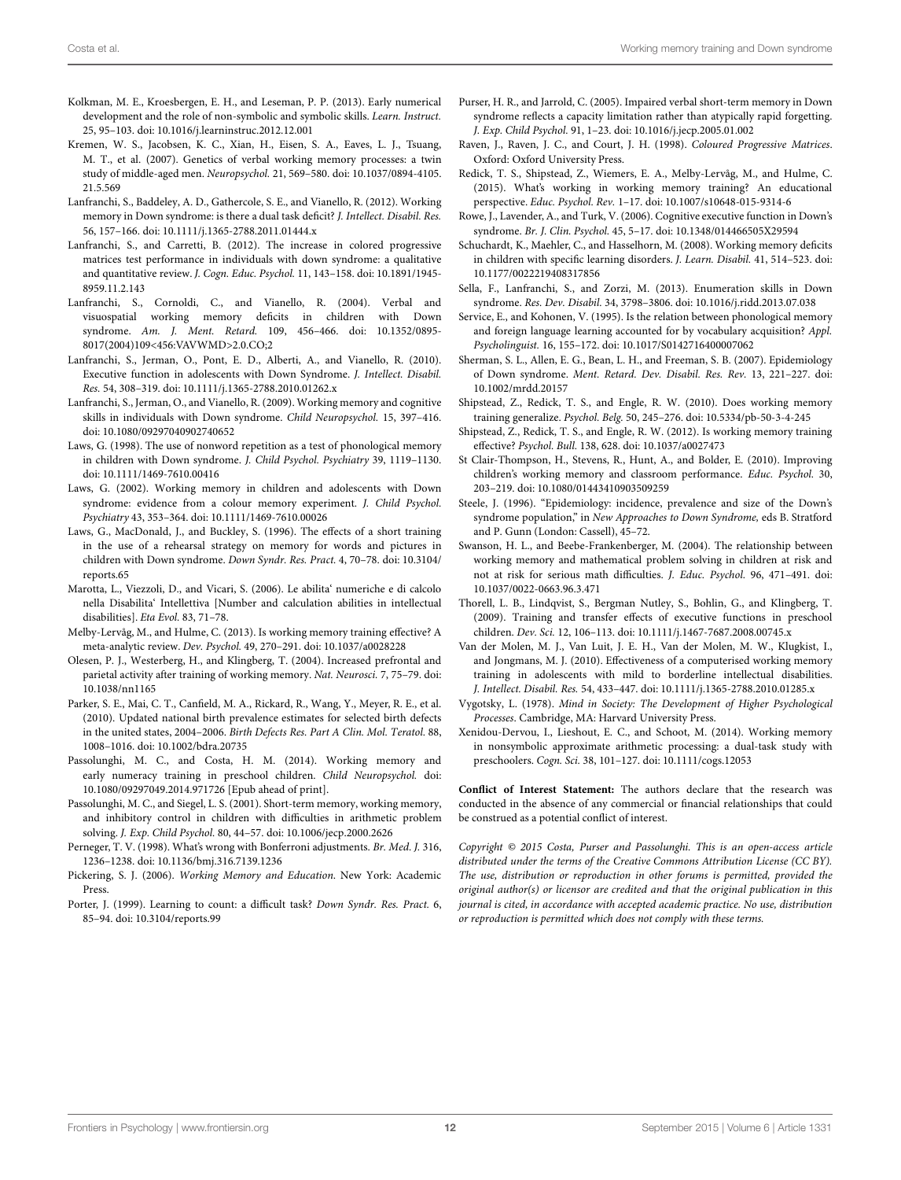Kolkman, M. E., Kroesbergen, E. H., and Leseman, P. P. (2013). Early numerical development and the role of non-symbolic and symbolic skills. *Learn. Instruct.* 25, 95–103. doi: 10.1016/j.learninstruc.2012.12.001

Kremen, W. S., Jacobsen, K. C., Xian, H., Eisen, S. A., Eaves, L. J., Tsuang, M. T., et al. (2007). Genetics of verbal working memory processes: a twin study of middle-aged men. *Neuropsychol.* 21, 569–580. doi: 10.1037/0894-4105.21.5.569

Lanfranchi, S., Baddeley, A. D., Gathercole, S. E., and Vianello, R. (2012). Working memory in Down syndrome: is there a dual task deficit? *J. Intellect. Disabil. Res.* 56, 157–166. doi: 10.1111/j.1365-2788.2011.01444.x

Lanfranchi, S., and Carretti, B. (2012). The increase in colored progressive matrices test performance in individuals with down syndrome: a qualitative and quantitative review. *J. Cogn. Educ. Psychol.* 11, 143–158. doi: 10.1891/1945-8959.11.2.143

Lanfranchi, S., Cornoldi, C., and Vianello, R. (2004). Verbal and visuospatial working memory deficits in children with Down syndrome. *Am. J. Ment. Retard.* 109, 456–466. doi: 10.1352/0895-8017(2004)109<456:VAVWMD>2.0.CO;2

Lanfranchi, S., Jerman, O., Pont, E. D., Alberti, A., and Vianello, R. (2010). Executive function in adolescents with Down Syndrome. *J. Intellect. Disabil. Res.* 54, 308–319. doi: 10.1111/j.1365-2788.2010.01262.x

Lanfranchi, S., Jerman, O., and Vianello, R. (2009). Working memory and cognitive skills in individuals with Down syndrome. *Child Neuropsychol.* 15, 397–416. doi: 10.1080/09297040902740652

Laws, G. (1998). The use of nonword repetition as a test of phonological memory in children with Down syndrome. *J. Child Psychol. Psychiatry* 39, 1119–1130. doi: 10.1111/1469-7610.00416

Laws, G. (2002). Working memory in children and adolescents with Down syndrome: evidence from a colour memory experiment. *J. Child Psychol. Psychiatry* 43, 353–364. doi: 10.1111/1469-7610.00026

Laws, G., MacDonald, J., and Buckley, S. (1996). The effects of a short training in the use of a rehearsal strategy on memory for words and pictures in children with Down syndrome. *Down Syndr. Res. Pract.* 4, 70–78. doi: 10.3104/reports.65

Marotta, L., Viezzoli, D., and Vicari, S. (2006). Le abilita' numeriche e di calcolo nella Disabilita' Intellettiva [Number and calculation abilities in intellectual disabilities]. *Eta Evol.* 83, 71–78.

Melby-Lervåg, M., and Hulme, C. (2013). Is working memory training effective? A meta-analytic review. *Dev. Psychol.* 49, 270–291. doi: 10.1037/a0028228

Olesen, P. J., Westerberg, H., and Klingberg, T. (2004). Increased prefrontal and parietal activity after training of working memory. *Nat. Neurosci.* 7, 75–79. doi: 10.1038/nn1165

Parker, S. E., Mai, C. T., Canfield, M. A., Rickard, R., Wang, Y., Meyer, R. E., et al. (2010). Updated national birth prevalence estimates for selected birth defects in the united states, 2004–2006. *Birth Defects Res. Part A Clin. Mol. Teratol.* 88, 1008–1016. doi: 10.1002/bdra.20735

Passolunghi, M. C., and Costa, H. M. (2014). Working memory and early numeracy training in preschool children. *Child Neuropsychol.* doi: 10.1080/09297049.2014.971726 [Epub ahead of print].

Passolunghi, M. C., and Siegel, L. S. (2001). Short-term memory, working memory, and inhibitory control in children with difficulties in arithmetic problem solving. *J. Exp. Child Psychol.* 80, 44–57. doi: 10.1006/jecp.2000.2626

Perneger, T. V. (1998). What's wrong with Bonferroni adjustments. *Br. Med. J.* 316, 1236–1238. doi: 10.1136/bmj.316.7139.1236

Pickering, S. J. (2006). *Working Memory and Education*. New York: Academic Press.

Porter, J. (1999). Learning to count: a difficult task? *Down Syndr. Res. Pract.* 6, 85–94. doi: 10.3104/reports.99

Purser, H. R., and Jarrold, C. (2005). Impaired verbal short-term memory in Down syndrome reflects a capacity limitation rather than atypically rapid forgetting. *J. Exp. Child Psychol.* 91, 1–23. doi: 10.1016/j.jecp.2005.01.002

Raven, J., Raven, J. C., and Court, J. H. (1998). *Coloured Progressive Matrices*. Oxford: Oxford University Press.

Redick, T. S., Shipstead, Z., Wiemers, E. A., Melby-Lervåg, M., and Hulme, C. (2015). What's working in working memory training? An educational perspective. *Educ. Psychol. Rev.* 1–17. doi: 10.1007/s10648-015-9314-6

Rowe, J., Lavender, A., and Turk, V. (2006). Cognitive executive function in Down's syndrome. *Br. J. Clin. Psychol.* 45, 5–17. doi: 10.1348/014466505X29594

Schuchardt, K., Maehler, C., and Hasselhorn, M. (2008). Working memory deficits in children with specific learning disorders. *J. Learn. Disabil.* 41, 514–523. doi: 10.1177/0022219408317856

Sella, F., Lanfranchi, S., and Zorzi, M. (2013). Enumeration skills in Down syndrome. *Res. Dev. Disabil.* 34, 3798–3806. doi: 10.1016/j.ridd.2013.07.038

Service, E., and Kohonen, V. (1995). Is the relation between phonological memory and foreign language learning accounted for by vocabulary acquisition? *Appl. Psycholinguist.* 16, 155–172. doi: 10.1017/S0142716400007062

Sherman, S. L., Allen, E. G., Bean, L. H., and Freeman, S. B. (2007). Epidemiology of Down syndrome. *Ment. Retard. Dev. Disabil. Res. Rev.* 13, 221–227. doi: 10.1002/mrdd.20157

Shipstead, Z., Redick, T. S., and Engle, R. W. (2010). Does working memory training generalize. *Psychol. Belg.* 50, 245–276. doi: 10.5334/pb-50-3-4-245

Shipstead, Z., Redick, T. S., and Engle, R. W. (2012). Is working memory training effective? *Psychol. Bull.* 138, 628. doi: 10.1037/a0027473

St Clair-Thompson, H., Stevens, R., Hunt, A., and Bolder, E. (2010). Improving children's working memory and classroom performance. *Educ. Psychol.* 30, 203–219. doi: 10.1080/01443410903509259

Steele, J. (1996). "Epidemiology: incidence, prevalence and size of the Down's syndrome population," in *New Approaches to Down Syndrome*, eds B. Stratford and P. Gunn (London: Cassell), 45–72.

Swanson, H. L., and Beebe-Frankenberger, M. (2004). The relationship between working memory and mathematical problem solving in children at risk and not at risk for serious math difficulties. *J. Educ. Psychol.* 96, 471–491. doi: 10.1037/0022-0663.96.3.471

Thorell, L. B., Lindqvist, S., Bergman Nutley, S., Bohlin, G., and Klingberg, T. (2009). Training and transfer effects of executive functions in preschool children. *Dev. Sci.* 12, 106–113. doi: 10.1111/j.1467-7687.2008.00745.x

Van der Molen, M. J., Van Luit, J. E. H., Van der Molen, M. W., Klugkist, I., and Jongmans, M. J. (2010). Effectiveness of a computerised working memory training in adolescents with mild to borderline intellectual disabilities. *J. Intellect. Disabil. Res.* 54, 433–447. doi: 10.1111/j.1365-2788.2010.01285.x

Vygotsky, L. (1978). *Mind in Society: The Development of Higher Psychological Processes*. Cambridge, MA: Harvard University Press.

Xenidou-Dervou, I., Lieshout, E. C., and Schoot, M. (2014). Working memory in nonsymbolic approximate arithmetic processing: a dual-task study with preschoolers. *Cogn. Sci.* 38, 101–127. doi: 10.1111/cogs.12053

**Conflict of Interest Statement:** The authors declare that the research was conducted in the absence of any commercial or financial relationships that could be construed as a potential conflict of interest.

*Copyright © 2015 Costa, Purser and Passolunghi. This is an open-access article distributed under the terms of the Creative Commons Attribution License (CC BY). The use, distribution or reproduction in other forums is permitted, provided the original author(s) or licensor are credited and that the original publication in this journal is cited, in accordance with accepted academic practice. No use, distribution or reproduction is permitted which does not comply with these terms.*